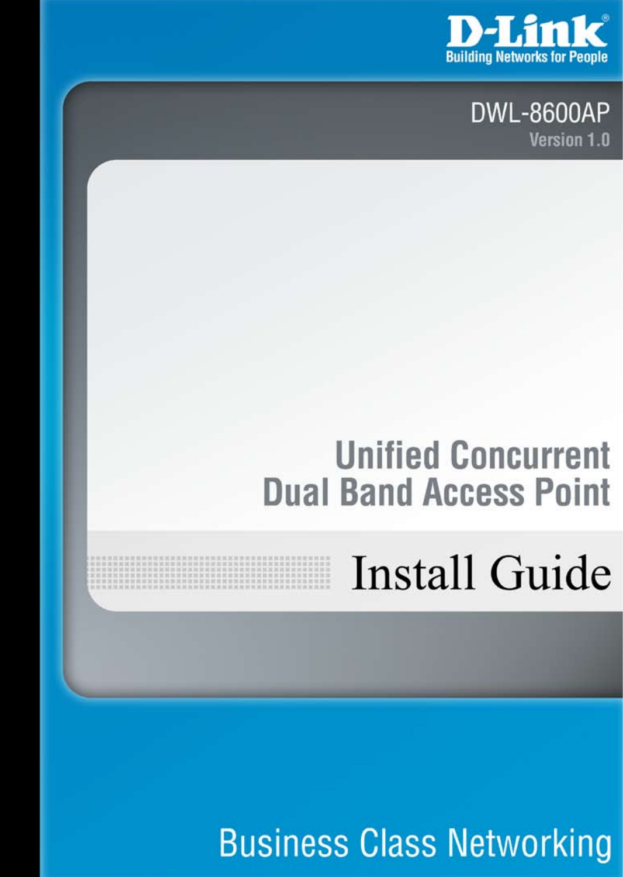D-Link

Building Networks for People

DWL-8600AP

Version 1.0

# Unified Concurrent Dual Band Access Point

# Install Guide

Business Class Networking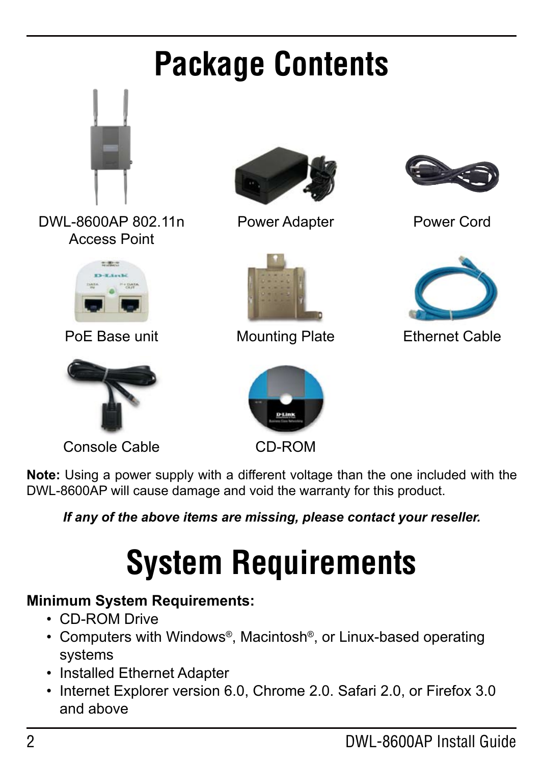# Package Contents

DWL-8600AP 802.11n Access Point

Power Adapter

Power Cord

PoE Base unit

Mounting Plate

Ethernet Cable

Console Cable

CD-ROM

**Note:** Using a power supply with a different voltage than the one included with the DWL-8600AP will cause damage and void the warranty for this product.

***If any of the above items are missing, please contact your reseller.***

# System Requirements

**Minimum System Requirements:**

- CD-ROM Drive
- Computers with Windows®, Macintosh®, or Linux-based operating systems
- Installed Ethernet Adapter
- Internet Explorer version 6.0, Chrome 2.0. Safari 2.0, or Firefox 3.0 and above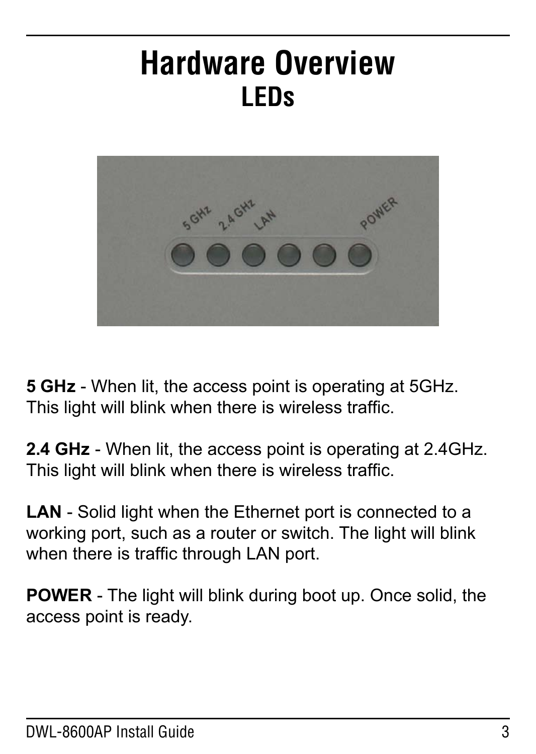# Hardware Overview

## LEDs

**5 GHz** - When lit, the access point is operating at 5GHz. This light will blink when there is wireless traffic.

**2.4 GHz** - When lit, the access point is operating at 2.4GHz. This light will blink when there is wireless traffic.

**LAN** - Solid light when the Ethernet port is connected to a working port, such as a router or switch. The light will blink when there is traffic through LAN port.

**POWER** - The light will blink during boot up. Once solid, the access point is ready.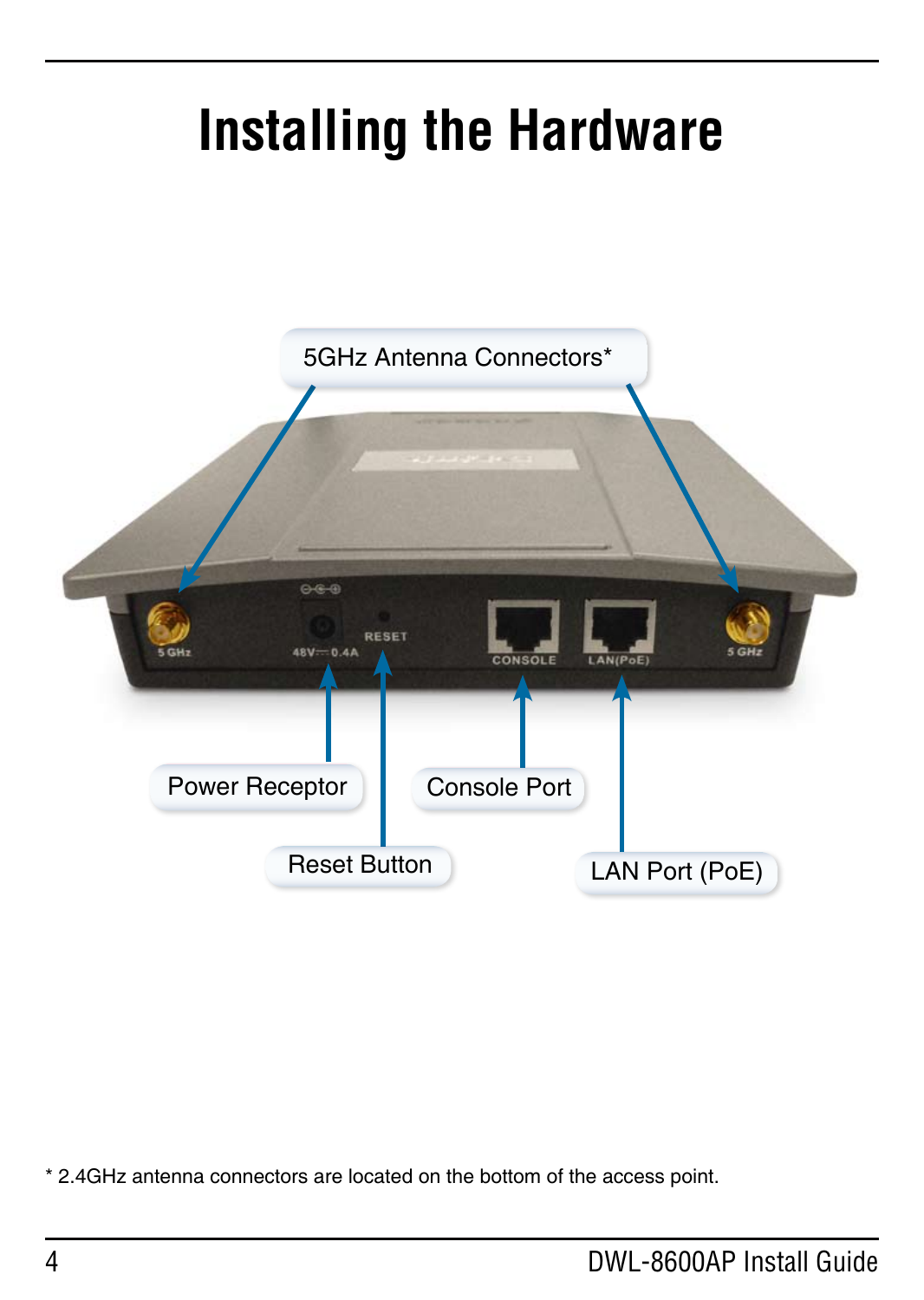# Installing the Hardware

5GHz Antenna Connectors*

Power Receptor

Reset Button

Console Port

LAN Port (PoE)

* 2.4GHz antenna connectors are located on the bottom of the access point.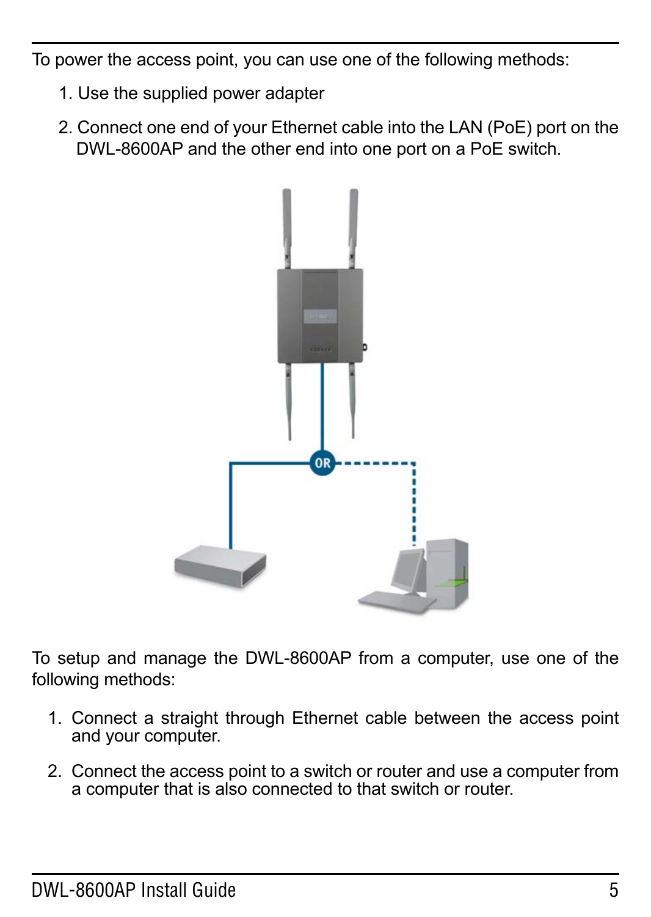To power the access point, you can use one of the following methods:

1. Use the supplied power adapter
2. Connect one end of your Ethernet cable into the LAN (PoE) port on the DWL-8600AP and the other end into one port on a PoE switch.

To setup and manage the DWL-8600AP from a computer, use one of the following methods:

1. Connect a straight through Ethernet cable between the access point and your computer.
2. Connect the access point to a switch or router and use a computer from a computer that is also connected to that switch or router.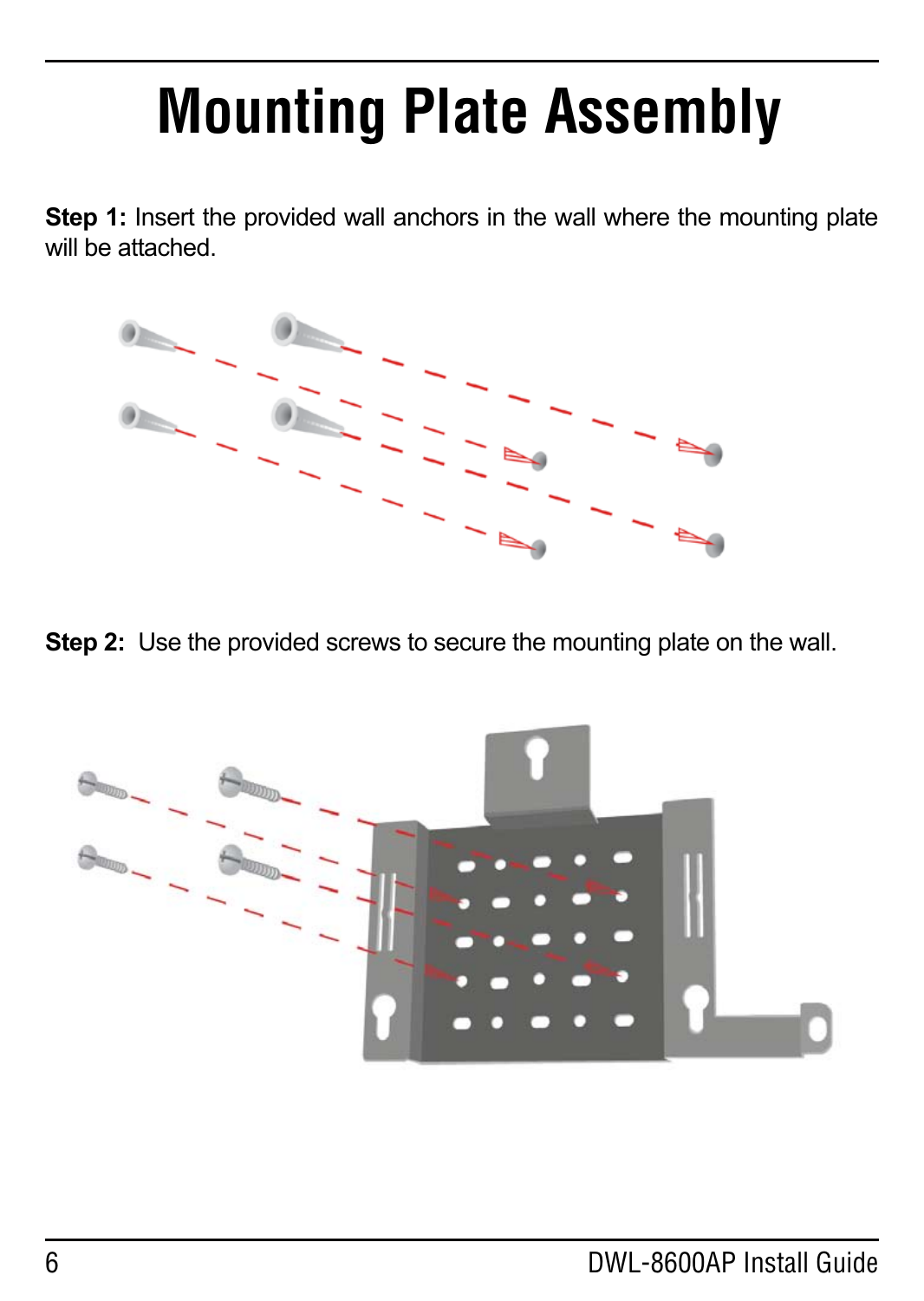# Mounting Plate Assembly

**Step 1:** Insert the provided wall anchors in the wall where the mounting plate will be attached.

**Step 2:** Use the provided screws to secure the mounting plate on the wall.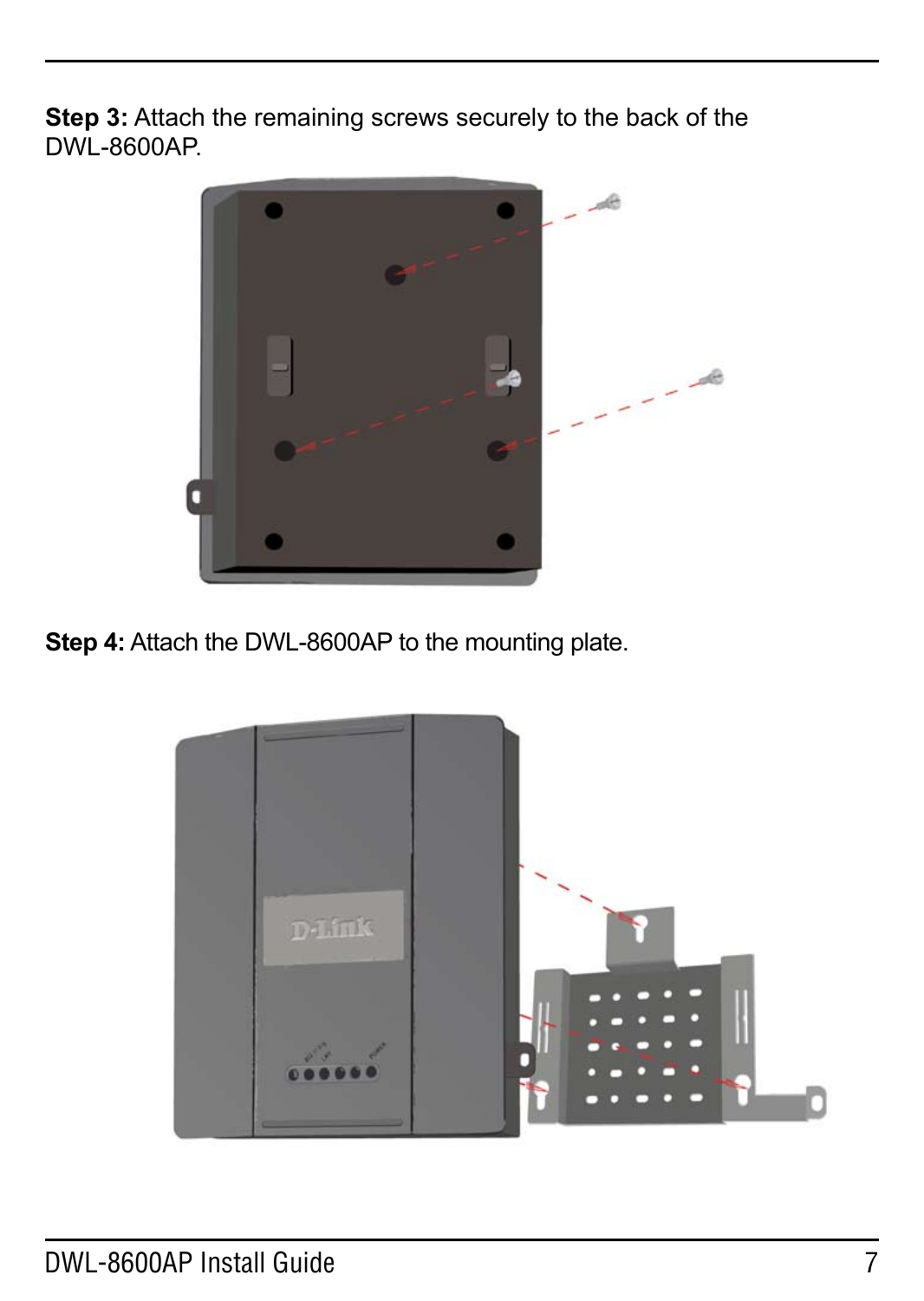**Step 3:** Attach the remaining screws securely to the back of the DWL-8600AP.

**Step 4:** Attach the DWL-8600AP to the mounting plate.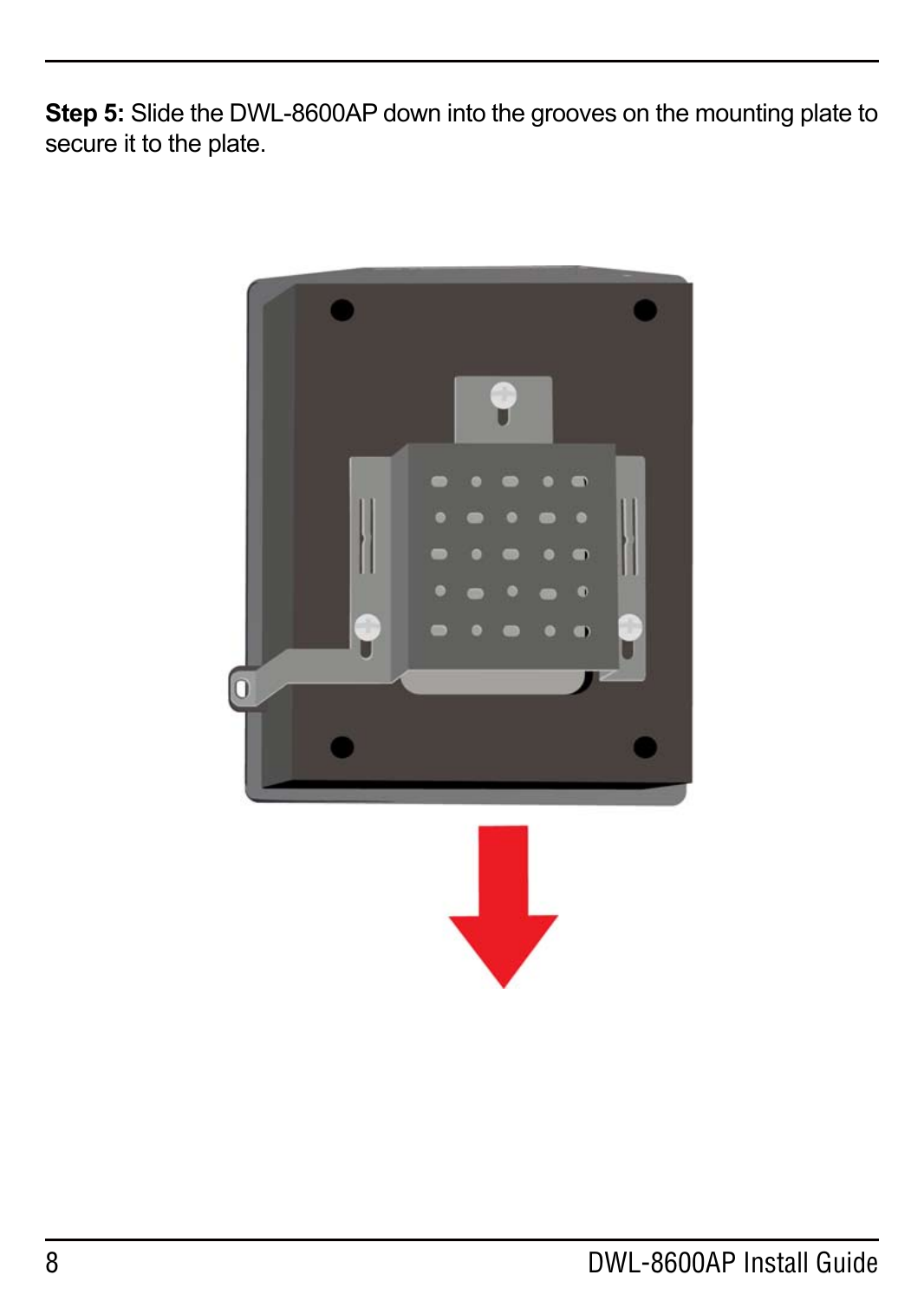**Step 5:** Slide the DWL-8600AP down into the grooves on the mounting plate to secure it to the plate.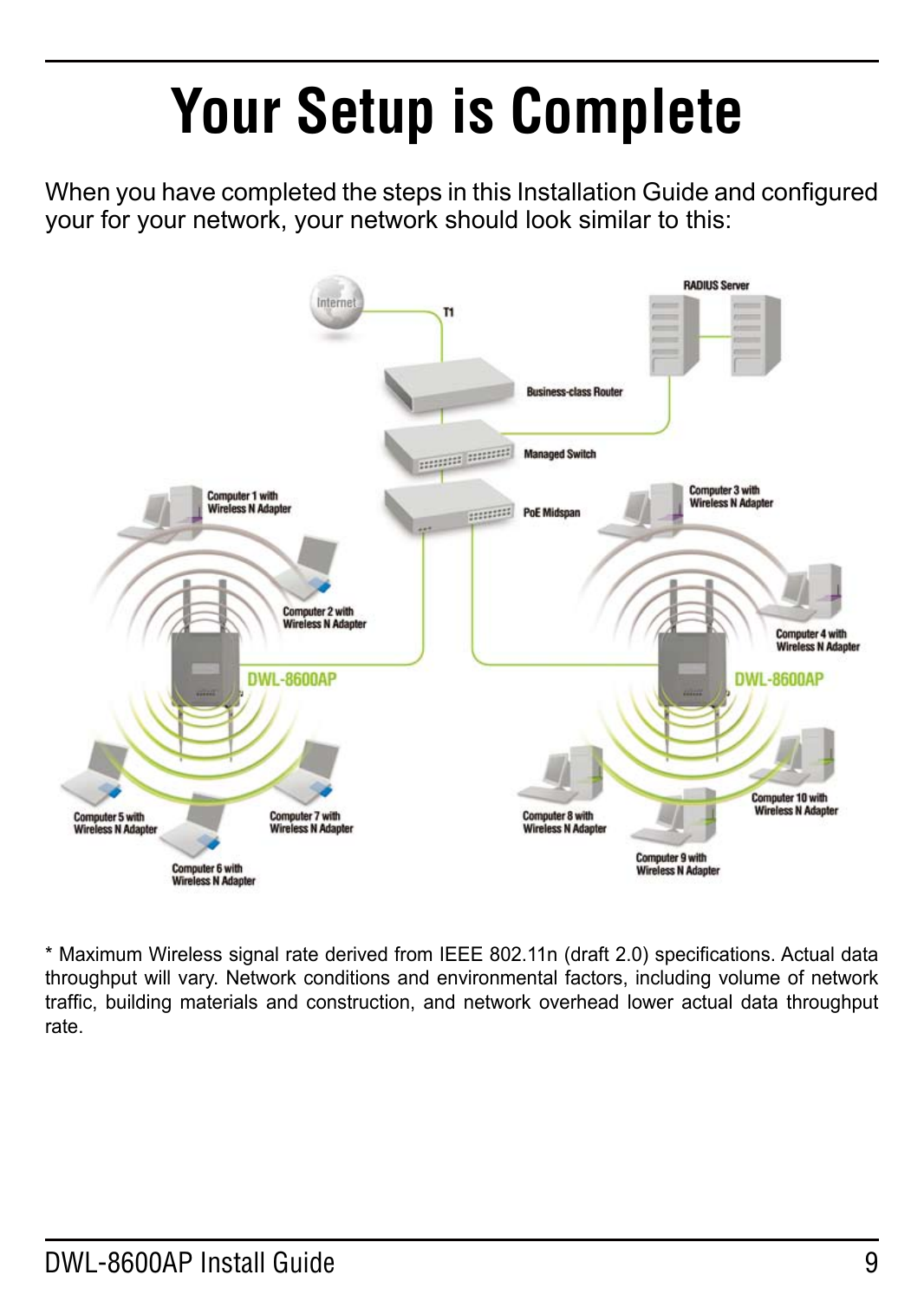# Your Setup is Complete

When you have completed the steps in this Installation Guide and configured your for your network, your network should look similar to this:

* Maximum Wireless signal rate derived from IEEE 802.11n (draft 2.0) specifications. Actual data throughput will vary. Network conditions and environmental factors, including volume of network traffic, building materials and construction, and network overhead lower actual data throughput rate.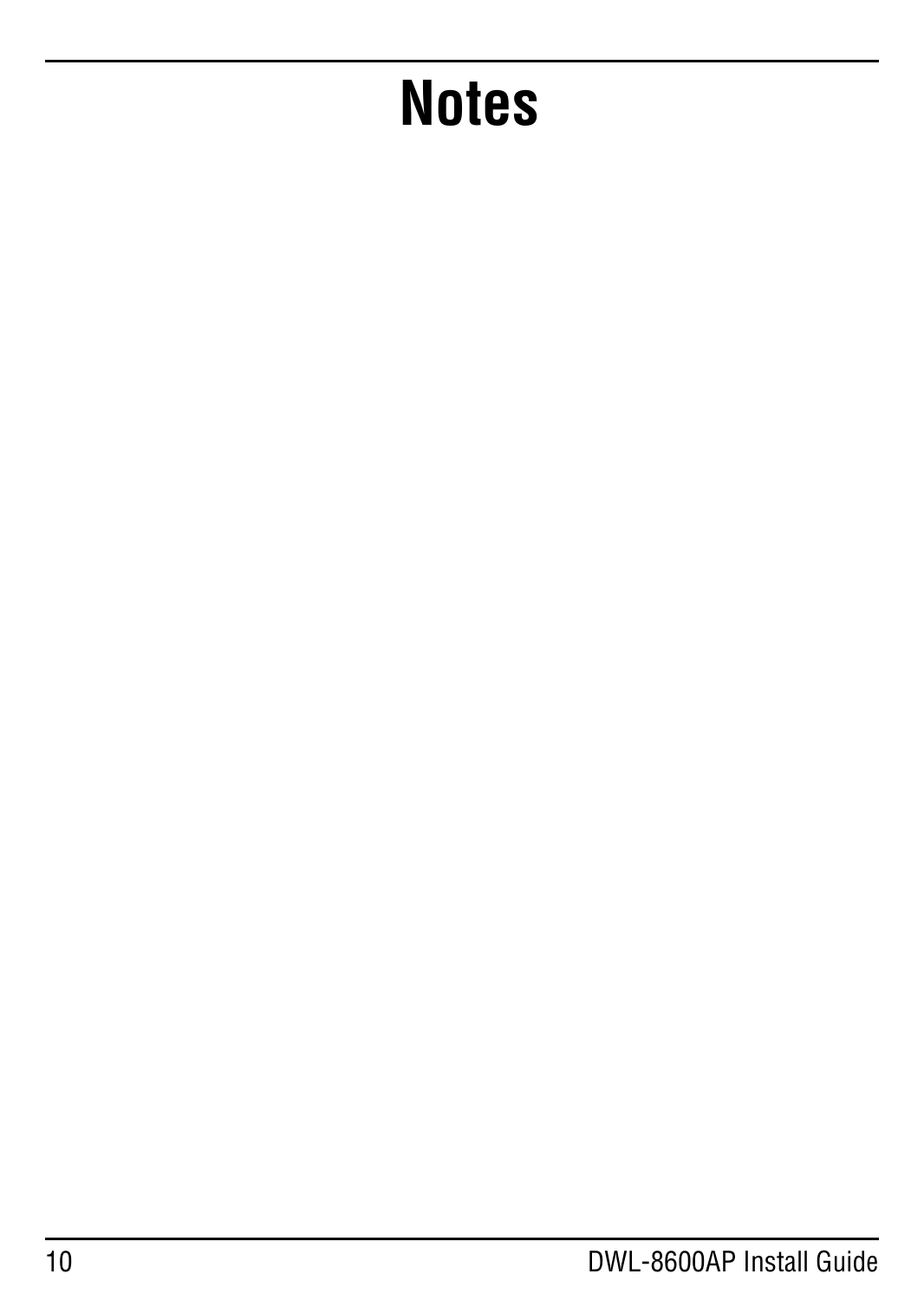# Notes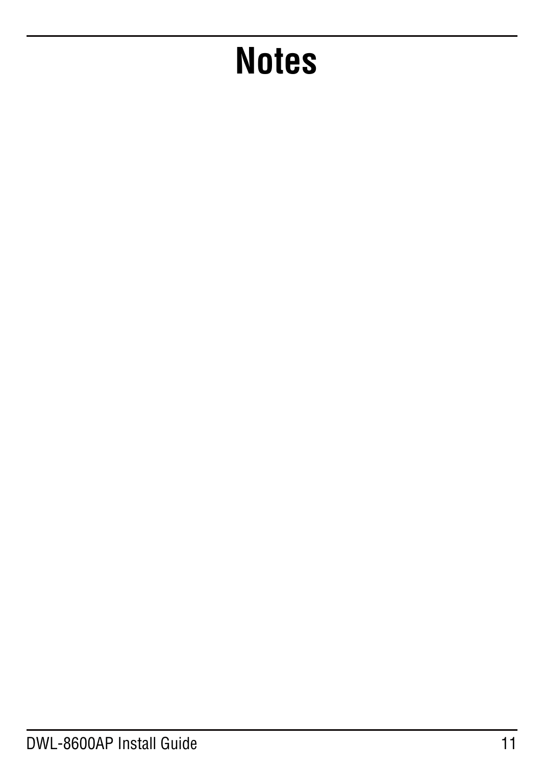# Notes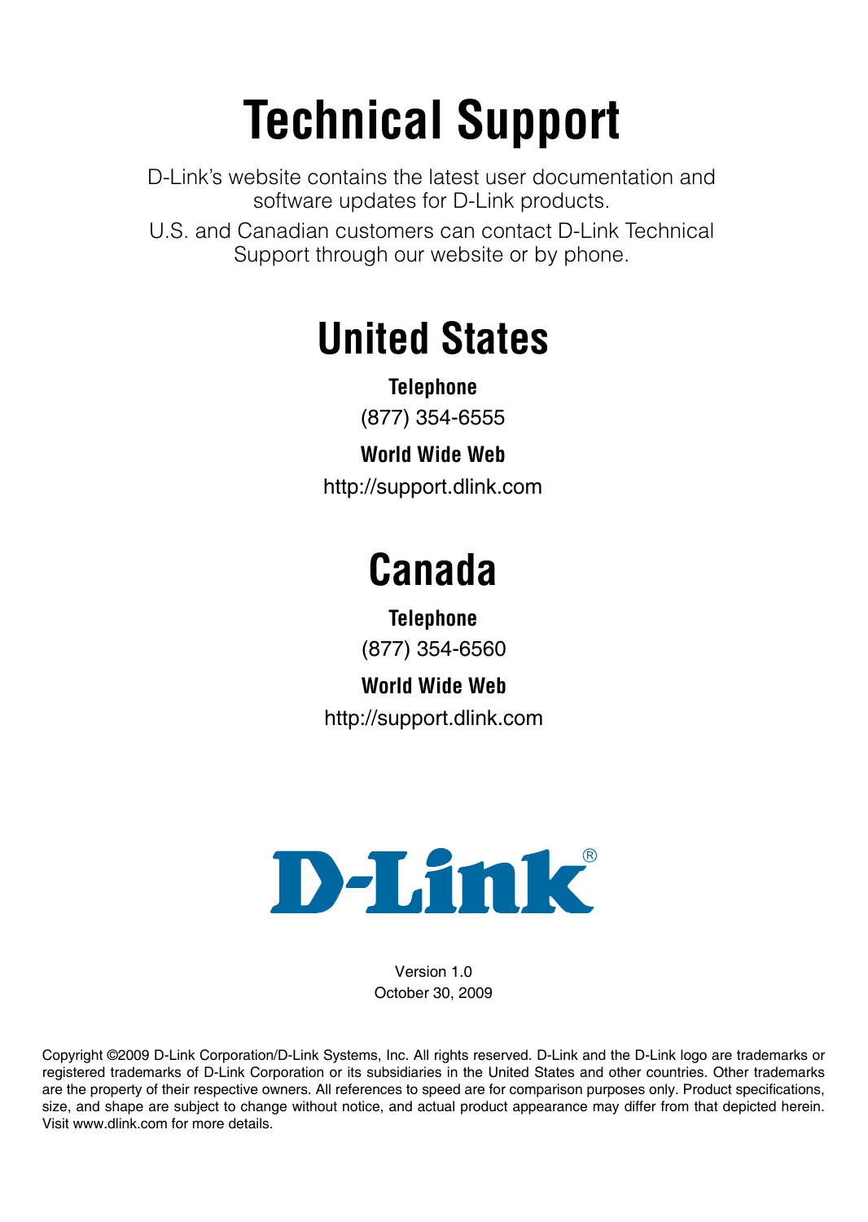# Technical Support

D-Link's website contains the latest user documentation and software updates for D-Link products.

U.S. and Canadian customers can contact D-Link Technical Support through our website or by phone.

## United States

**Telephone**

(877) 354-6555

**World Wide Web**

http://support.dlink.com

## Canada

**Telephone**

(877) 354-6560

**World Wide Web**

http://support.dlink.com

D-Link®

Version 1.0
October 30, 2009

Copyright ©2009 D-Link Corporation/D-Link Systems, Inc. All rights reserved. D-Link and the D-Link logo are trademarks or registered trademarks of D-Link Corporation or its subsidiaries in the United States and other countries. Other trademarks are the property of their respective owners. All references to speed are for comparison purposes only. Product specifications, size, and shape are subject to change without notice, and actual product appearance may differ from that depicted herein. Visit www.dlink.com for more details.